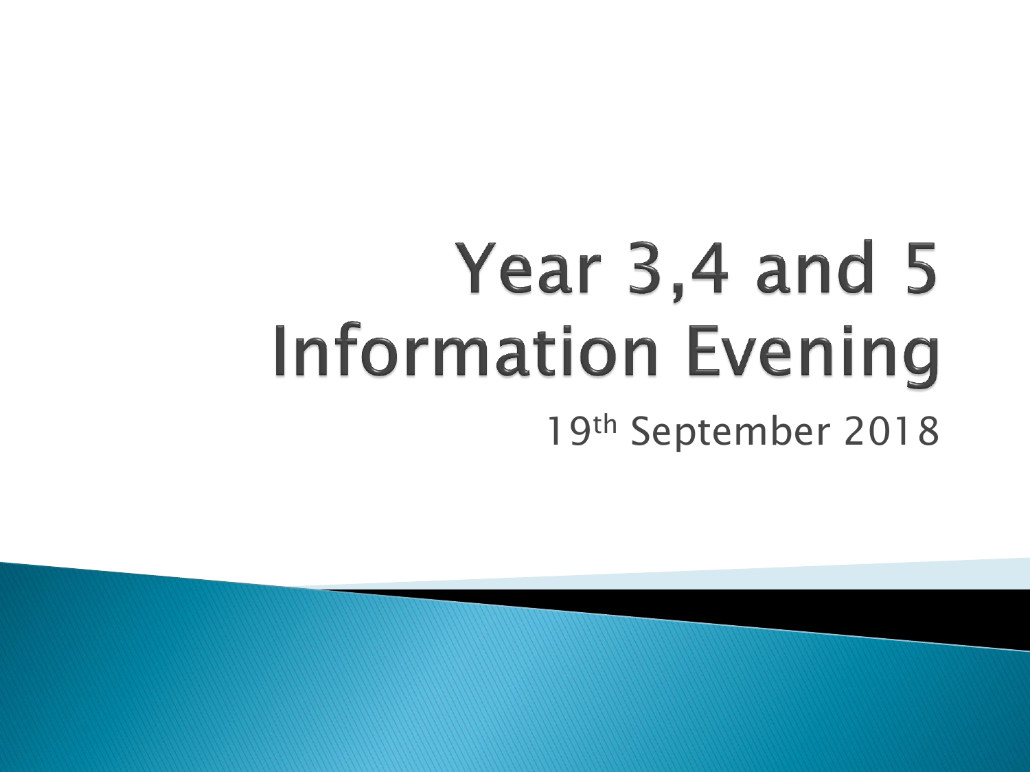# Year 3,4 and 5 Information Evening

19th September 2018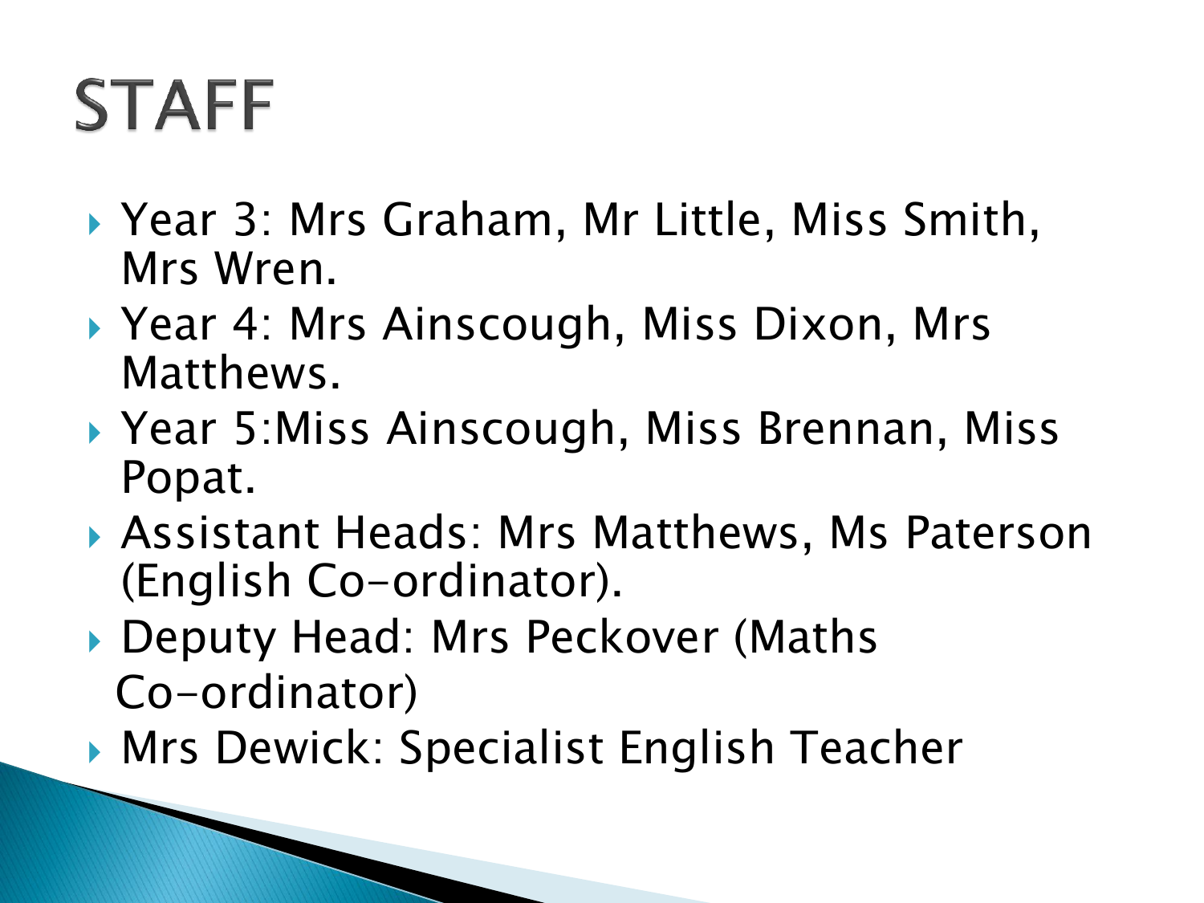# STAFF

- Year 3: Mrs Graham, Mr Little, Miss Smith, Mrs Wren.
- Year 4: Mrs Ainscough, Miss Dixon, Mrs Matthews.
- Year 5:Miss Ainscough, Miss Brennan, Miss Popat.
- Assistant Heads: Mrs Matthews, Ms Paterson (English Co-ordinator).
- Deputy Head: Mrs Peckover (Maths Co-ordinator)
- Mrs Dewick: Specialist English Teacher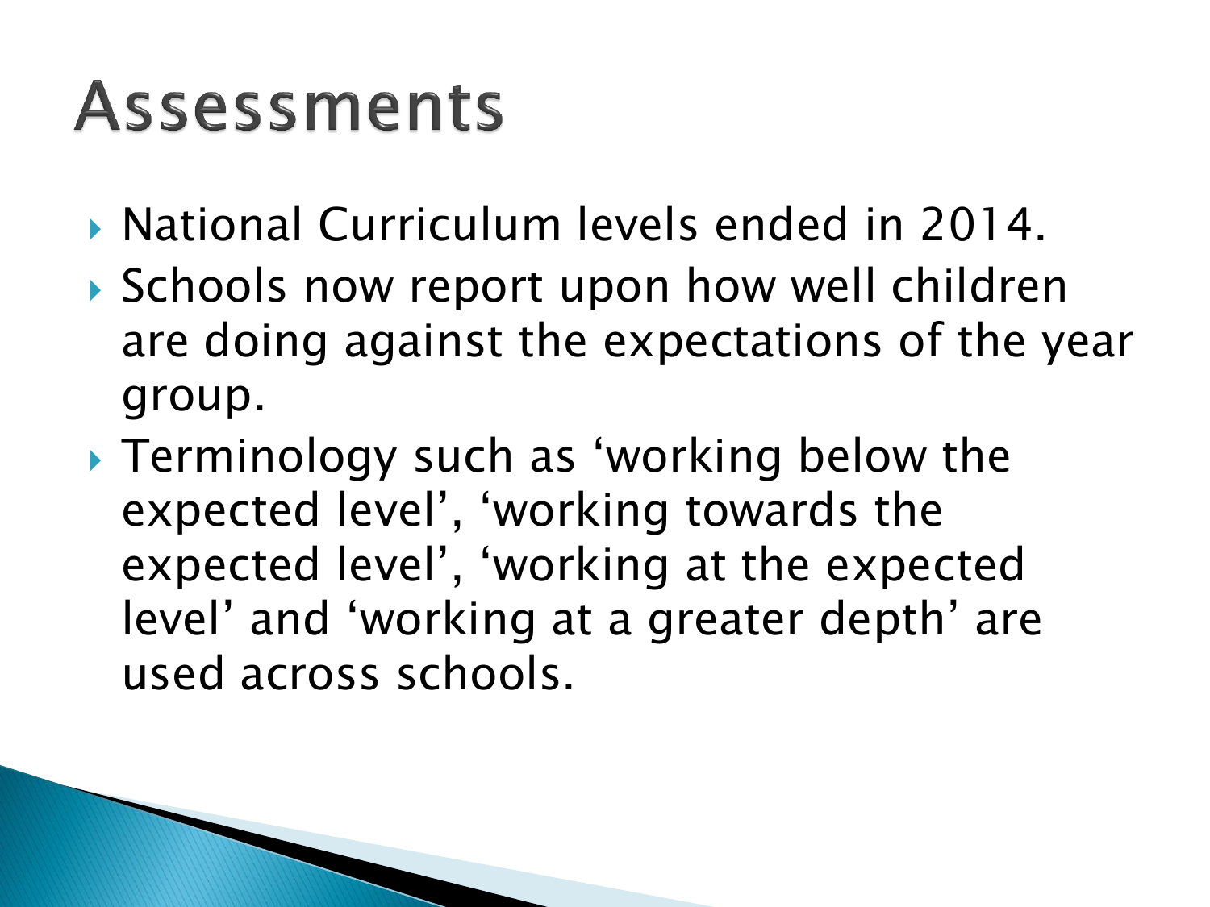# Assessments

- National Curriculum levels ended in 2014.
- Schools now report upon how well children are doing against the expectations of the year group.
- Terminology such as 'working below the expected level', 'working towards the expected level', 'working at the expected level' and 'working at a greater depth' are used across schools.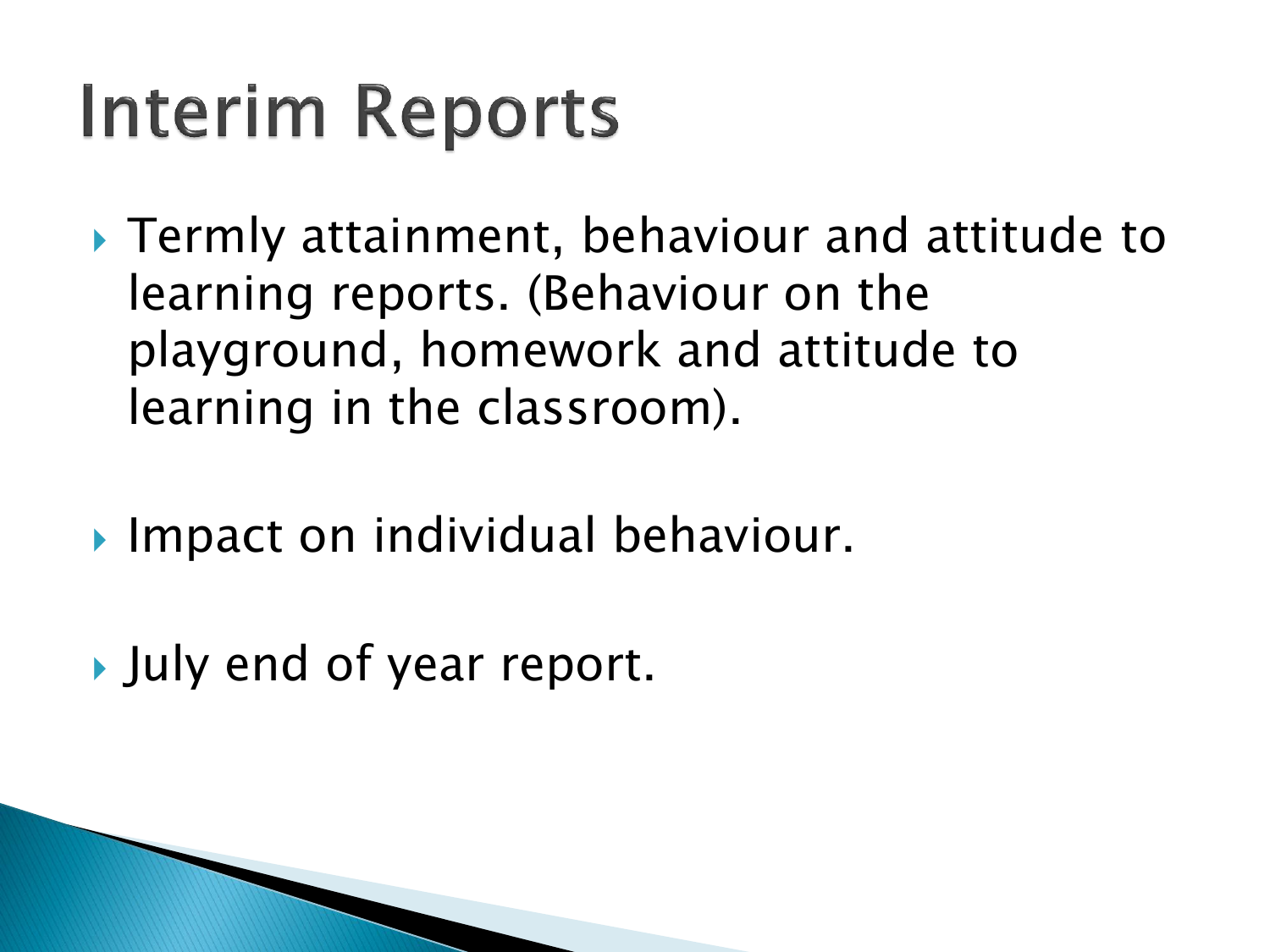# Interim Reports

- Termly attainment, behaviour and attitude to learning reports. (Behaviour on the playground, homework and attitude to learning in the classroom).
- Impact on individual behaviour.
- July end of year report.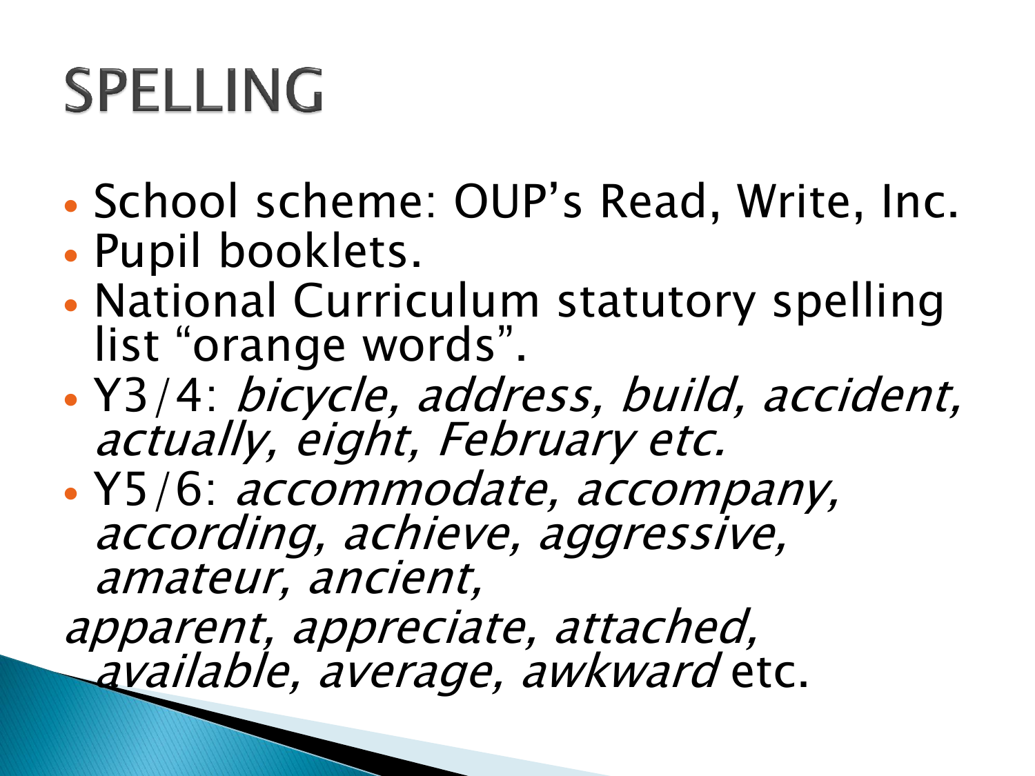# SPELLING

- School scheme: OUP's Read, Write, Inc.
- Pupil booklets.
- National Curriculum statutory spelling list "orange words".
- Y3/4: *bicycle, address, build, accident, actually, eight, February etc.*
- Y5/6: *accommodate, accompany, according, achieve, aggressive, amateur, ancient,*

*apparent, appreciate, attached, available, average, awkward* etc.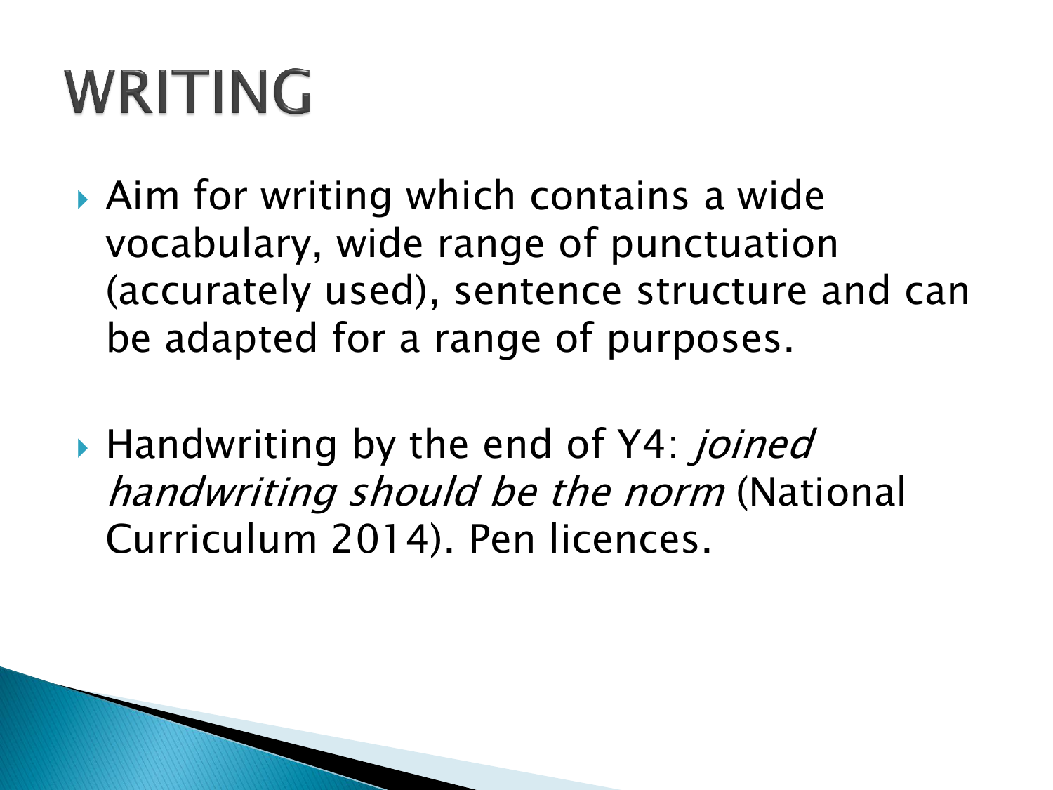# WRITING

- Aim for writing which contains a wide vocabulary, wide range of punctuation (accurately used), sentence structure and can be adapted for a range of purposes.

- Handwriting by the end of Y4: *joined handwriting should be the norm* (National Curriculum 2014). Pen licences.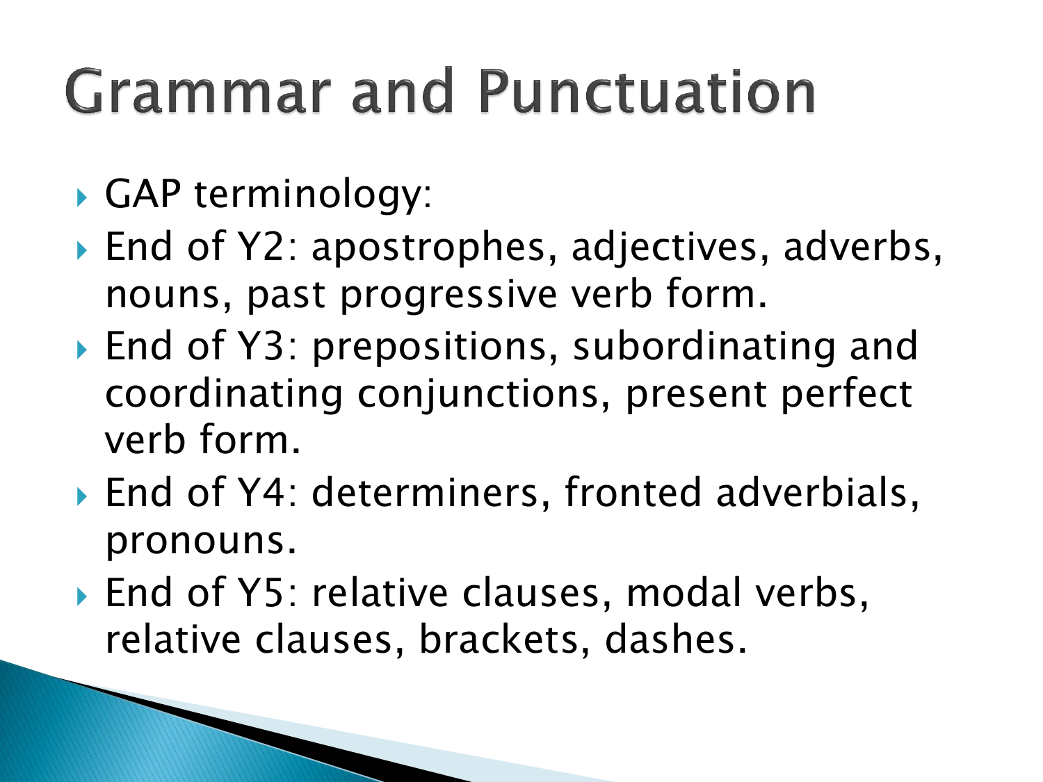# Grammar and Punctuation

- GAP terminology:
- End of Y2: apostrophes, adjectives, adverbs, nouns, past progressive verb form.
- End of Y3: prepositions, subordinating and coordinating conjunctions, present perfect verb form.
- End of Y4: determiners, fronted adverbials, pronouns.
- End of Y5: relative clauses, modal verbs, relative clauses, brackets, dashes.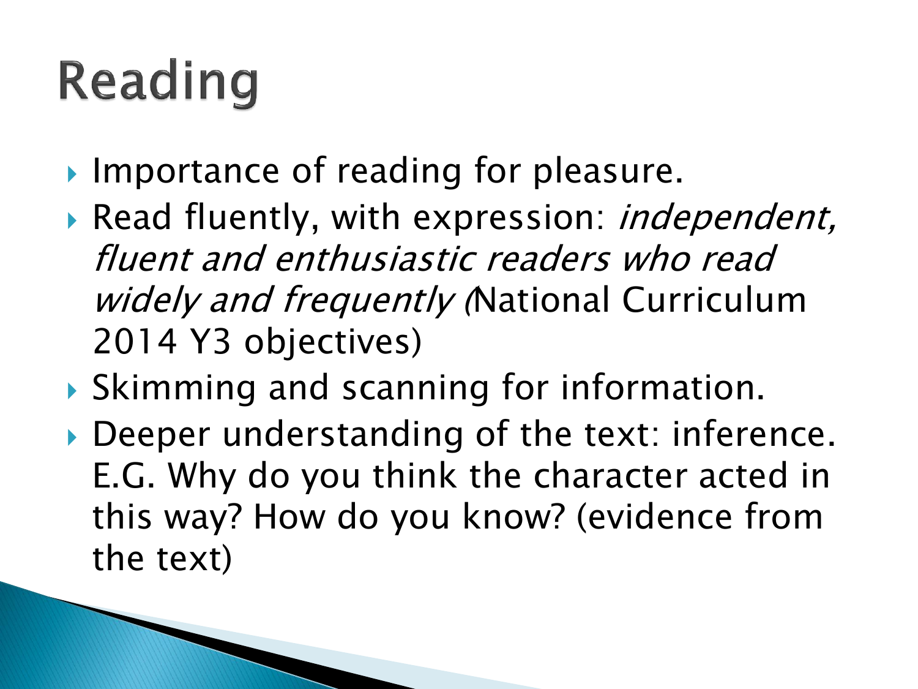# Reading

- Importance of reading for pleasure.
- Read fluently, with expression: *independent, fluent and enthusiastic readers who read widely and frequently (*National Curriculum 2014 Y3 objectives)
- Skimming and scanning for information.
- Deeper understanding of the text: inference. E.G. Why do you think the character acted in this way? How do you know? (evidence from the text)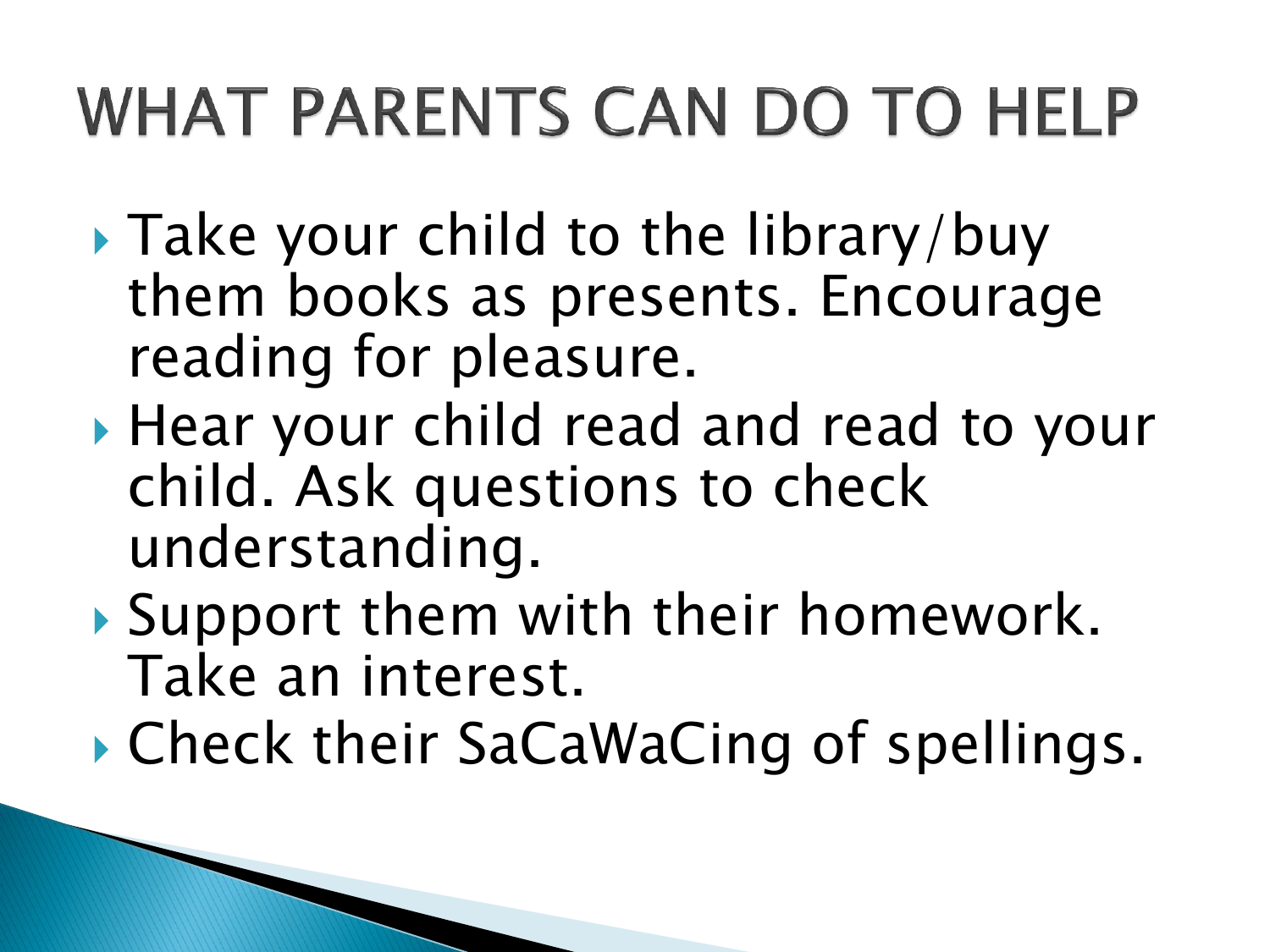# WHAT PARENTS CAN DO TO HELP

- Take your child to the library/buy them books as presents. Encourage reading for pleasure.
- Hear your child read and read to your child. Ask questions to check understanding.
- Support them with their homework. Take an interest.
- Check their SaCaWaCing of spellings.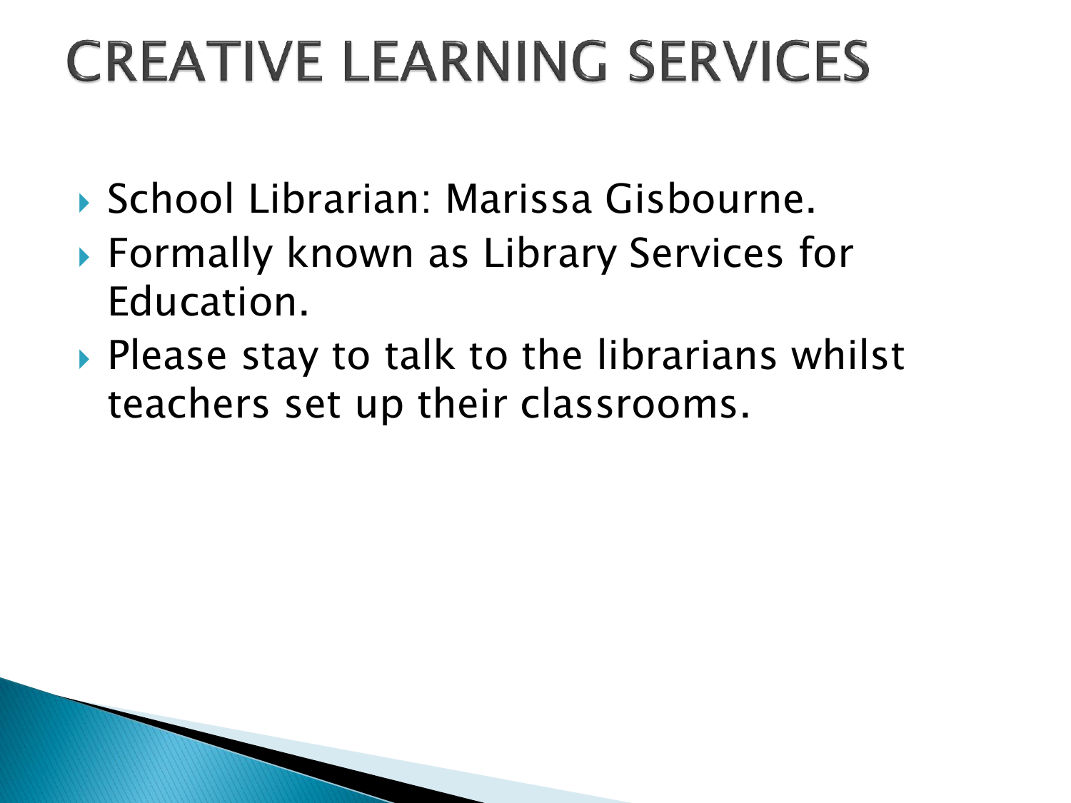# CREATIVE LEARNING SERVICES

- School Librarian: Marissa Gisbourne.
- Formally known as Library Services for Education.
- Please stay to talk to the librarians whilst teachers set up their classrooms.